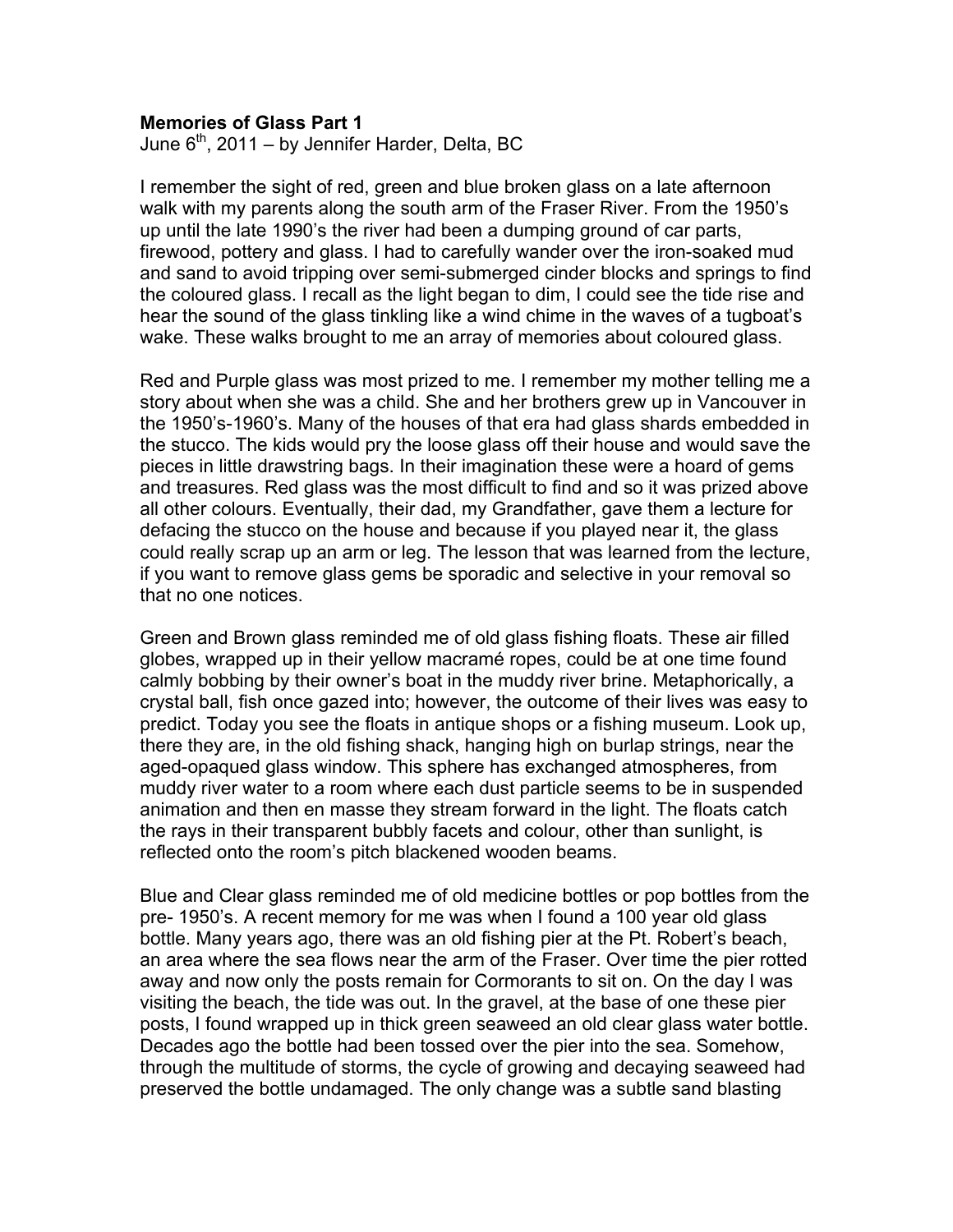**Memories of Glass Part 1**

June 6th, 2011 – by Jennifer Harder, Delta, BC

I remember the sight of red, green and blue broken glass on a late afternoon walk with my parents along the south arm of the Fraser River. From the 1950's up until the late 1990's the river had been a dumping ground of car parts, firewood, pottery and glass. I had to carefully wander over the iron-soaked mud and sand to avoid tripping over semi-submerged cinder blocks and springs to find the coloured glass. I recall as the light began to dim, I could see the tide rise and hear the sound of the glass tinkling like a wind chime in the waves of a tugboat's wake. These walks brought to me an array of memories about coloured glass.

Red and Purple glass was most prized to me. I remember my mother telling me a story about when she was a child. She and her brothers grew up in Vancouver in the 1950's-1960's. Many of the houses of that era had glass shards embedded in the stucco. The kids would pry the loose glass off their house and would save the pieces in little drawstring bags. In their imagination these were a hoard of gems and treasures. Red glass was the most difficult to find and so it was prized above all other colours. Eventually, their dad, my Grandfather, gave them a lecture for defacing the stucco on the house and because if you played near it, the glass could really scrap up an arm or leg. The lesson that was learned from the lecture, if you want to remove glass gems be sporadic and selective in your removal so that no one notices.

Green and Brown glass reminded me of old glass fishing floats. These air filled globes, wrapped up in their yellow macramé ropes, could be at one time found calmly bobbing by their owner's boat in the muddy river brine. Metaphorically, a crystal ball, fish once gazed into; however, the outcome of their lives was easy to predict. Today you see the floats in antique shops or a fishing museum. Look up, there they are, in the old fishing shack, hanging high on burlap strings, near the aged-opaqued glass window. This sphere has exchanged atmospheres, from muddy river water to a room where each dust particle seems to be in suspended animation and then en masse they stream forward in the light. The floats catch the rays in their transparent bubbly facets and colour, other than sunlight, is reflected onto the room's pitch blackened wooden beams.

Blue and Clear glass reminded me of old medicine bottles or pop bottles from the pre- 1950's. A recent memory for me was when I found a 100 year old glass bottle. Many years ago, there was an old fishing pier at the Pt. Robert's beach, an area where the sea flows near the arm of the Fraser. Over time the pier rotted away and now only the posts remain for Cormorants to sit on. On the day I was visiting the beach, the tide was out. In the gravel, at the base of one these pier posts, I found wrapped up in thick green seaweed an old clear glass water bottle. Decades ago the bottle had been tossed over the pier into the sea. Somehow, through the multitude of storms, the cycle of growing and decaying seaweed had preserved the bottle undamaged. The only change was a subtle sand blasting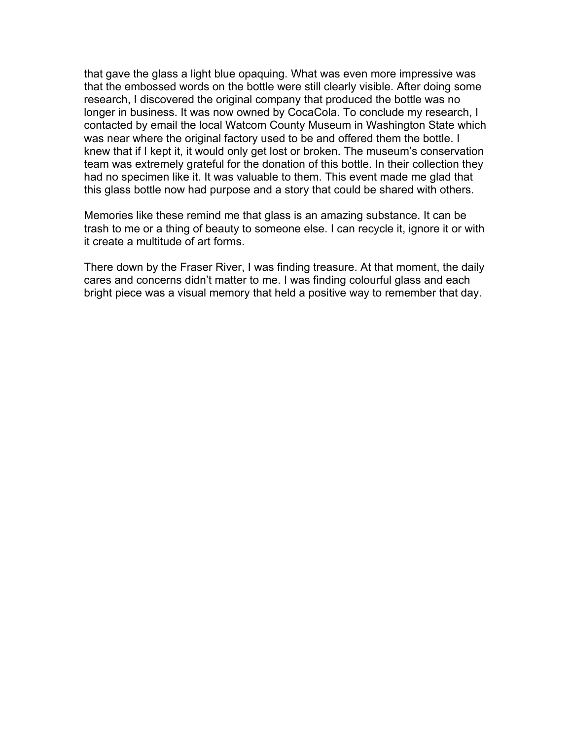that gave the glass a light blue opaquing. What was even more impressive was that the embossed words on the bottle were still clearly visible. After doing some research, I discovered the original company that produced the bottle was no longer in business. It was now owned by CocaCola. To conclude my research, I contacted by email the local Watcom County Museum in Washington State which was near where the original factory used to be and offered them the bottle. I knew that if I kept it, it would only get lost or broken. The museum's conservation team was extremely grateful for the donation of this bottle. In their collection they had no specimen like it. It was valuable to them. This event made me glad that this glass bottle now had purpose and a story that could be shared with others.

Memories like these remind me that glass is an amazing substance. It can be trash to me or a thing of beauty to someone else. I can recycle it, ignore it or with it create a multitude of art forms.

There down by the Fraser River, I was finding treasure. At that moment, the daily cares and concerns didn't matter to me. I was finding colourful glass and each bright piece was a visual memory that held a positive way to remember that day.